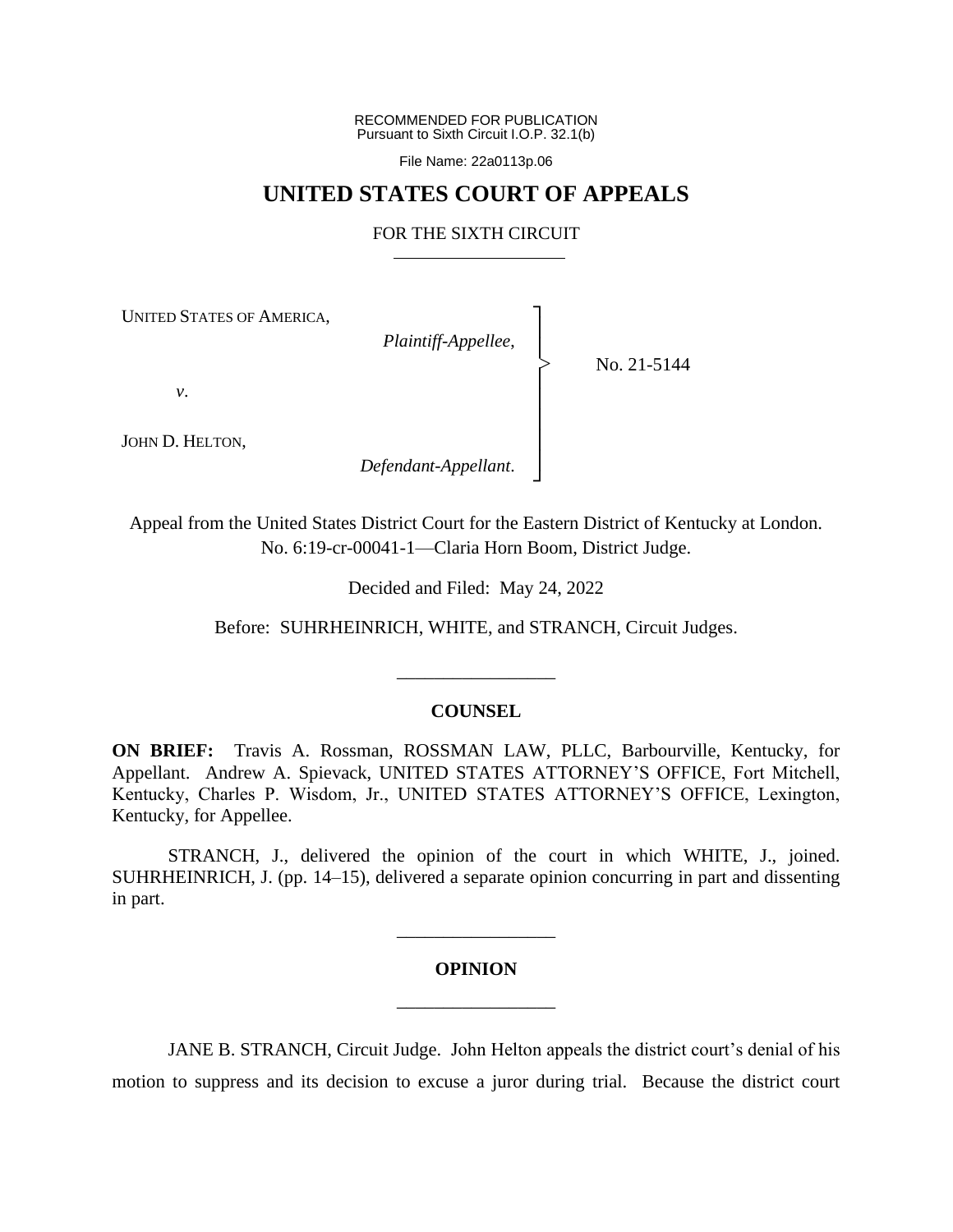RECOMMENDED FOR PUBLICATION
Pursuant to Sixth Circuit I.O.P. 32.1(b)

File Name: 22a0113p.06

# UNITED STATES COURT OF APPEALS

## FOR THE SIXTH CIRCUIT

UNITED STATES OF AMERICA,

*Plaintiff-Appellee*,

*v*.

JOHN D. HELTON,

*Defendant-Appellant*.

No. 21-5144

Appeal from the United States District Court for the Eastern District of Kentucky at London.
No. 6:19-cr-00041-1—Claria Horn Boom, District Judge.

Decided and Filed: May 24, 2022

Before: SUHRHEINRICH, WHITE, and STRANCH, Circuit Judges.

---

## COUNSEL

**ON BRIEF:** Travis A. Rossman, ROSSMAN LAW, PLLC, Barbourville, Kentucky, for Appellant. Andrew A. Spievack, UNITED STATES ATTORNEY'S OFFICE, Fort Mitchell, Kentucky, Charles P. Wisdom, Jr., UNITED STATES ATTORNEY'S OFFICE, Lexington, Kentucky, for Appellee.

STRANCH, J., delivered the opinion of the court in which WHITE, J., joined. SUHRHEINRICH, J. (pp. 14–15), delivered a separate opinion concurring in part and dissenting in part.

---

## OPINION

---

JANE B. STRANCH, Circuit Judge. John Helton appeals the district court's denial of his motion to suppress and its decision to excuse a juror during trial. Because the district court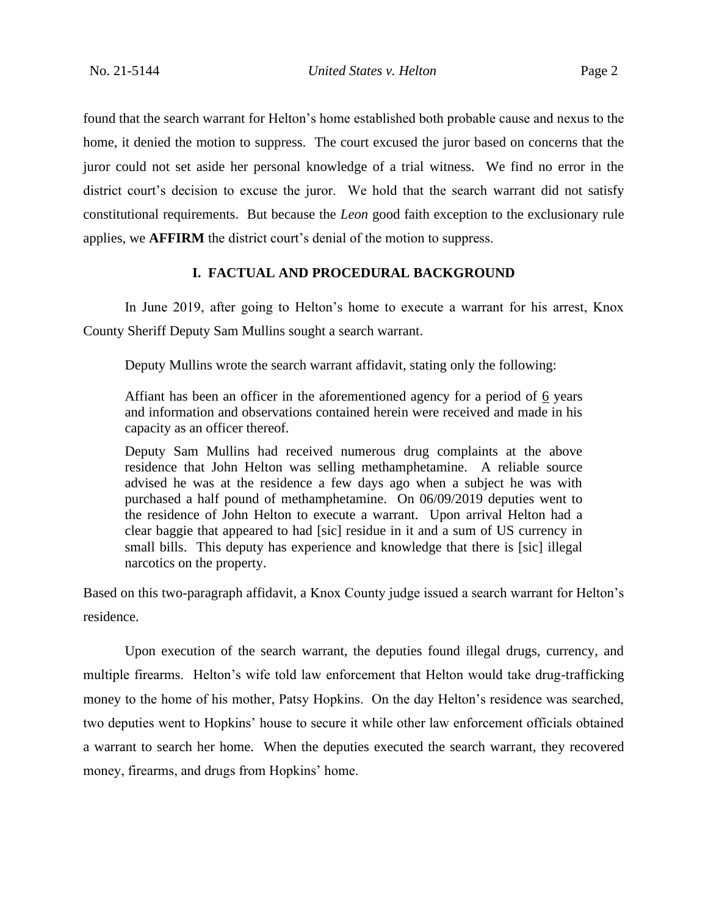found that the search warrant for Helton's home established both probable cause and nexus to the home, it denied the motion to suppress. The court excused the juror based on concerns that the juror could not set aside her personal knowledge of a trial witness. We find no error in the district court's decision to excuse the juror. We hold that the search warrant did not satisfy constitutional requirements. But because the *Leon* good faith exception to the exclusionary rule applies, we **AFFIRM** the district court's denial of the motion to suppress.

## I. FACTUAL AND PROCEDURAL BACKGROUND

In June 2019, after going to Helton's home to execute a warrant for his arrest, Knox County Sheriff Deputy Sam Mullins sought a search warrant.

> Deputy Mullins wrote the search warrant affidavit, stating only the following:
>
> Affiant has been an officer in the aforementioned agency for a period of 6 years and information and observations contained herein were received and made in his capacity as an officer thereof.
>
> Deputy Sam Mullins had received numerous drug complaints at the above residence that John Helton was selling methamphetamine. A reliable source advised he was at the residence a few days ago when a subject he was with purchased a half pound of methamphetamine. On 06/09/2019 deputies went to the residence of John Helton to execute a warrant. Upon arrival Helton had a clear baggie that appeared to had [sic] residue in it and a sum of US currency in small bills. This deputy has experience and knowledge that there is [sic] illegal narcotics on the property.

Based on this two-paragraph affidavit, a Knox County judge issued a search warrant for Helton's residence.

Upon execution of the search warrant, the deputies found illegal drugs, currency, and multiple firearms. Helton's wife told law enforcement that Helton would take drug-trafficking money to the home of his mother, Patsy Hopkins. On the day Helton's residence was searched, two deputies went to Hopkins' house to secure it while other law enforcement officials obtained a warrant to search her home. When the deputies executed the search warrant, they recovered money, firearms, and drugs from Hopkins' home.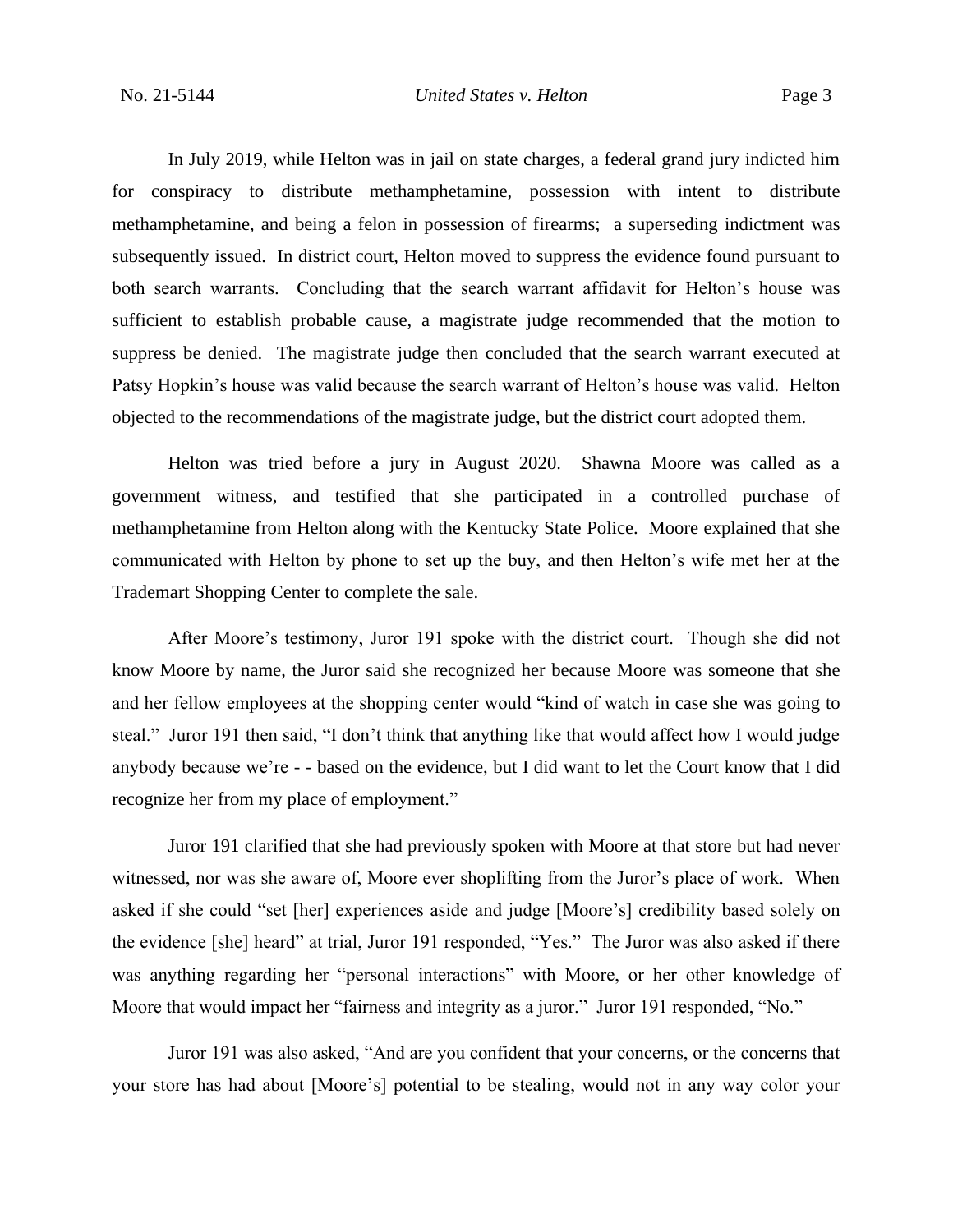In July 2019, while Helton was in jail on state charges, a federal grand jury indicted him for conspiracy to distribute methamphetamine, possession with intent to distribute methamphetamine, and being a felon in possession of firearms; a superseding indictment was subsequently issued. In district court, Helton moved to suppress the evidence found pursuant to both search warrants. Concluding that the search warrant affidavit for Helton's house was sufficient to establish probable cause, a magistrate judge recommended that the motion to suppress be denied. The magistrate judge then concluded that the search warrant executed at Patsy Hopkin's house was valid because the search warrant of Helton's house was valid. Helton objected to the recommendations of the magistrate judge, but the district court adopted them.

Helton was tried before a jury in August 2020. Shawna Moore was called as a government witness, and testified that she participated in a controlled purchase of methamphetamine from Helton along with the Kentucky State Police. Moore explained that she communicated with Helton by phone to set up the buy, and then Helton's wife met her at the Trademart Shopping Center to complete the sale.

After Moore's testimony, Juror 191 spoke with the district court. Though she did not know Moore by name, the Juror said she recognized her because Moore was someone that she and her fellow employees at the shopping center would "kind of watch in case she was going to steal." Juror 191 then said, "I don't think that anything like that would affect how I would judge anybody because we're - - based on the evidence, but I did want to let the Court know that I did recognize her from my place of employment."

Juror 191 clarified that she had previously spoken with Moore at that store but had never witnessed, nor was she aware of, Moore ever shoplifting from the Juror's place of work. When asked if she could "set [her] experiences aside and judge [Moore's] credibility based solely on the evidence [she] heard" at trial, Juror 191 responded, "Yes." The Juror was also asked if there was anything regarding her "personal interactions" with Moore, or her other knowledge of Moore that would impact her "fairness and integrity as a juror." Juror 191 responded, "No."

Juror 191 was also asked, "And are you confident that your concerns, or the concerns that your store has had about [Moore's] potential to be stealing, would not in any way color your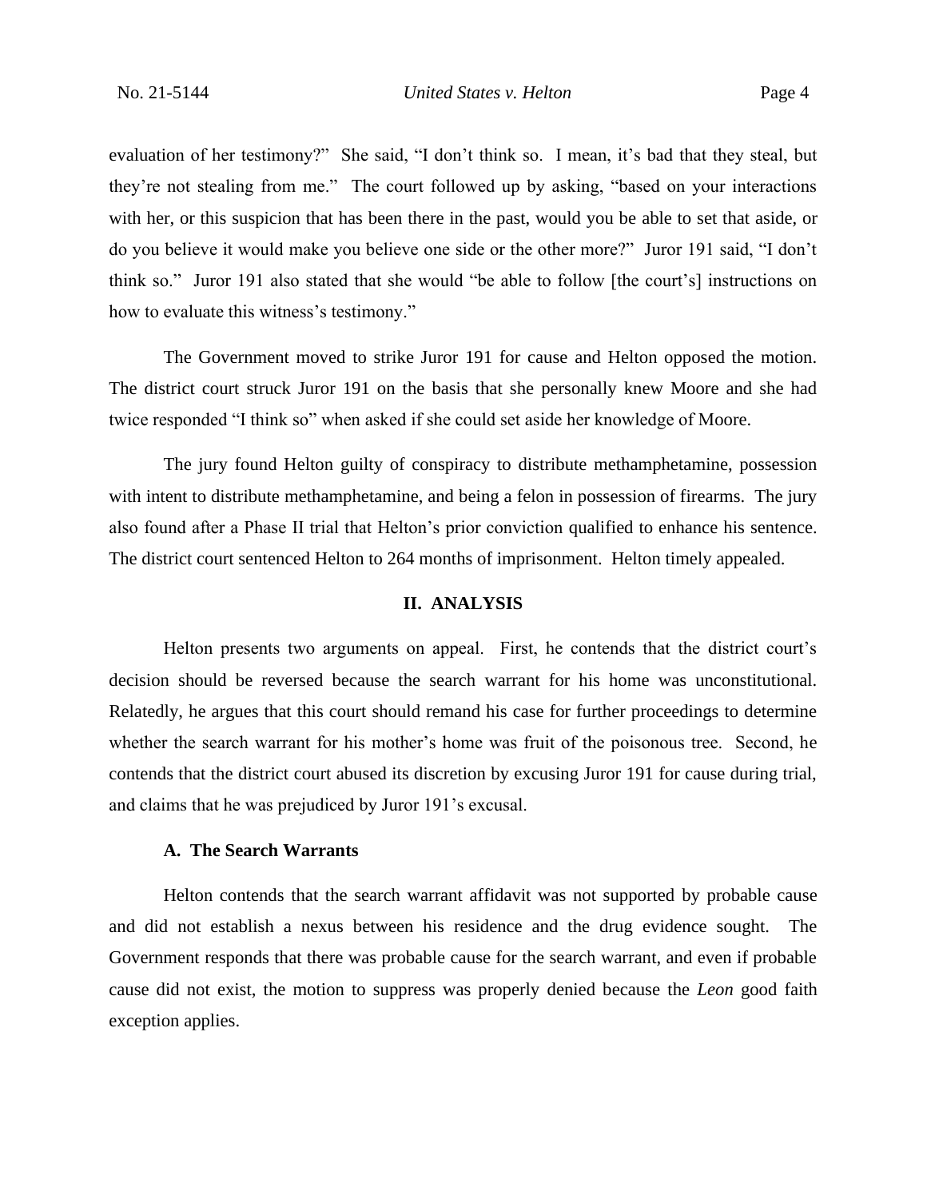evaluation of her testimony?" She said, "I don't think so. I mean, it's bad that they steal, but they're not stealing from me." The court followed up by asking, "based on your interactions with her, or this suspicion that has been there in the past, would you be able to set that aside, or do you believe it would make you believe one side or the other more?" Juror 191 said, "I don't think so." Juror 191 also stated that she would "be able to follow [the court's] instructions on how to evaluate this witness's testimony."

The Government moved to strike Juror 191 for cause and Helton opposed the motion. The district court struck Juror 191 on the basis that she personally knew Moore and she had twice responded "I think so" when asked if she could set aside her knowledge of Moore.

The jury found Helton guilty of conspiracy to distribute methamphetamine, possession with intent to distribute methamphetamine, and being a felon in possession of firearms. The jury also found after a Phase II trial that Helton's prior conviction qualified to enhance his sentence. The district court sentenced Helton to 264 months of imprisonment. Helton timely appealed.

## II. ANALYSIS

Helton presents two arguments on appeal. First, he contends that the district court's decision should be reversed because the search warrant for his home was unconstitutional. Relatedly, he argues that this court should remand his case for further proceedings to determine whether the search warrant for his mother's home was fruit of the poisonous tree. Second, he contends that the district court abused its discretion by excusing Juror 191 for cause during trial, and claims that he was prejudiced by Juror 191's excusal.

### A. The Search Warrants

Helton contends that the search warrant affidavit was not supported by probable cause and did not establish a nexus between his residence and the drug evidence sought. The Government responds that there was probable cause for the search warrant, and even if probable cause did not exist, the motion to suppress was properly denied because the *Leon* good faith exception applies.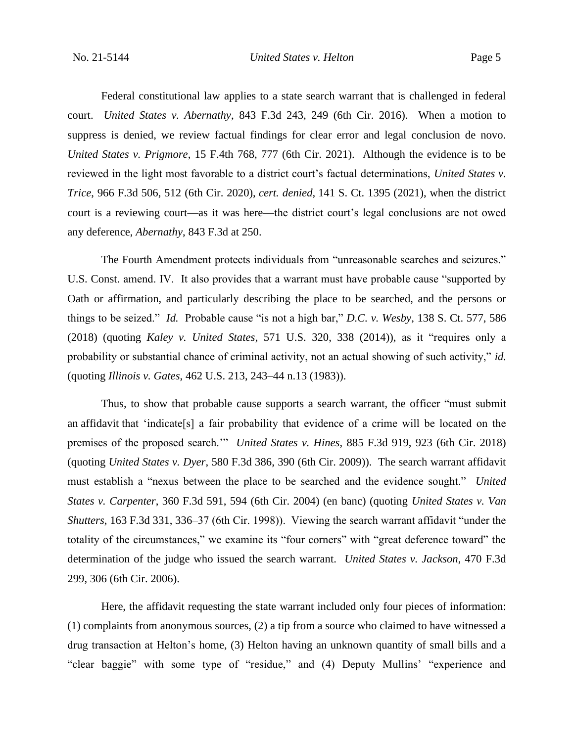Federal constitutional law applies to a state search warrant that is challenged in federal court. *United States v. Abernathy*, 843 F.3d 243, 249 (6th Cir. 2016). When a motion to suppress is denied, we review factual findings for clear error and legal conclusion de novo. *United States v. Prigmore*, 15 F.4th 768, 777 (6th Cir. 2021). Although the evidence is to be reviewed in the light most favorable to a district court's factual determinations, *United States v. Trice*, 966 F.3d 506, 512 (6th Cir. 2020), *cert. denied*, 141 S. Ct. 1395 (2021), when the district court is a reviewing court—as it was here—the district court's legal conclusions are not owed any deference, *Abernathy*, 843 F.3d at 250.

The Fourth Amendment protects individuals from "unreasonable searches and seizures." U.S. Const. amend. IV. It also provides that a warrant must have probable cause "supported by Oath or affirmation, and particularly describing the place to be searched, and the persons or things to be seized." *Id.* Probable cause "is not a high bar," *D.C. v. Wesby*, 138 S. Ct. 577, 586 (2018) (quoting *Kaley v. United States*, 571 U.S. 320, 338 (2014)), as it "requires only a probability or substantial chance of criminal activity, not an actual showing of such activity," *id.* (quoting *Illinois v. Gates*, 462 U.S. 213, 243–44 n.13 (1983)).

Thus, to show that probable cause supports a search warrant, the officer "must submit an affidavit that 'indicate[s] a fair probability that evidence of a crime will be located on the premises of the proposed search.'" *United States v. Hines*, 885 F.3d 919, 923 (6th Cir. 2018) (quoting *United States v. Dyer*, 580 F.3d 386, 390 (6th Cir. 2009)). The search warrant affidavit must establish a "nexus between the place to be searched and the evidence sought." *United States v. Carpenter*, 360 F.3d 591, 594 (6th Cir. 2004) (en banc) (quoting *United States v. Van Shutters*, 163 F.3d 331, 336–37 (6th Cir. 1998)). Viewing the search warrant affidavit "under the totality of the circumstances," we examine its "four corners" with "great deference toward" the determination of the judge who issued the search warrant. *United States v. Jackson*, 470 F.3d 299, 306 (6th Cir. 2006).

Here, the affidavit requesting the state warrant included only four pieces of information: (1) complaints from anonymous sources, (2) a tip from a source who claimed to have witnessed a drug transaction at Helton's home, (3) Helton having an unknown quantity of small bills and a "clear baggie" with some type of "residue," and (4) Deputy Mullins' "experience and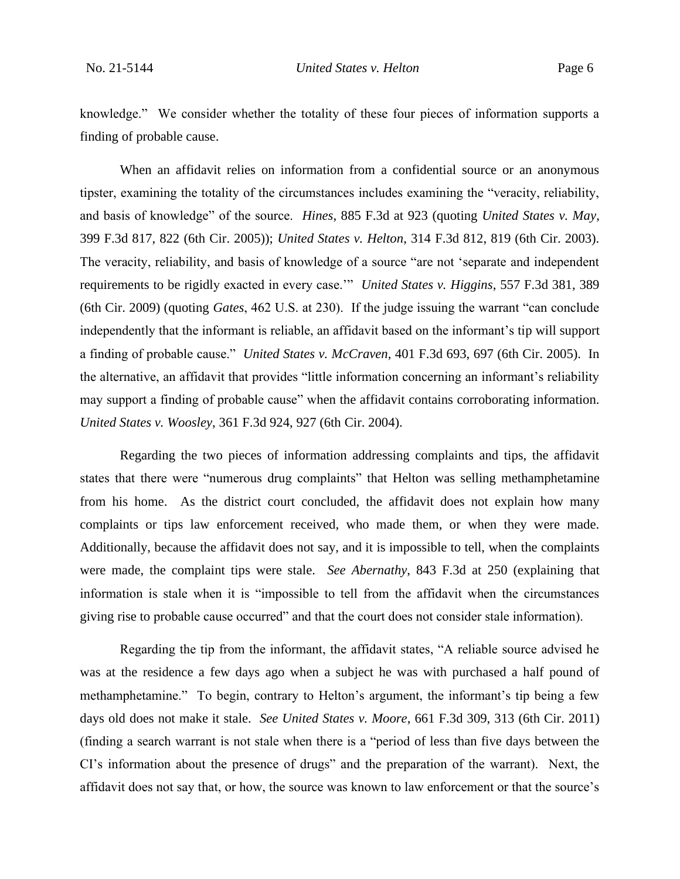knowledge." We consider whether the totality of these four pieces of information supports a finding of probable cause.

When an affidavit relies on information from a confidential source or an anonymous tipster, examining the totality of the circumstances includes examining the "veracity, reliability, and basis of knowledge" of the source. *Hines*, 885 F.3d at 923 (quoting *United States v. May*, 399 F.3d 817, 822 (6th Cir. 2005)); *United States v. Helton*, 314 F.3d 812, 819 (6th Cir. 2003). The veracity, reliability, and basis of knowledge of a source "are not 'separate and independent requirements to be rigidly exacted in every case.'" *United States v. Higgins*, 557 F.3d 381, 389 (6th Cir. 2009) (quoting *Gates*, 462 U.S. at 230). If the judge issuing the warrant "can conclude independently that the informant is reliable, an affidavit based on the informant's tip will support a finding of probable cause." *United States v. McCraven*, 401 F.3d 693, 697 (6th Cir. 2005). In the alternative, an affidavit that provides "little information concerning an informant's reliability may support a finding of probable cause" when the affidavit contains corroborating information. *United States v. Woosley*, 361 F.3d 924, 927 (6th Cir. 2004).

Regarding the two pieces of information addressing complaints and tips, the affidavit states that there were "numerous drug complaints" that Helton was selling methamphetamine from his home. As the district court concluded, the affidavit does not explain how many complaints or tips law enforcement received, who made them, or when they were made. Additionally, because the affidavit does not say, and it is impossible to tell, when the complaints were made, the complaint tips were stale. *See Abernathy*, 843 F.3d at 250 (explaining that information is stale when it is "impossible to tell from the affidavit when the circumstances giving rise to probable cause occurred" and that the court does not consider stale information).

Regarding the tip from the informant, the affidavit states, "A reliable source advised he was at the residence a few days ago when a subject he was with purchased a half pound of methamphetamine." To begin, contrary to Helton's argument, the informant's tip being a few days old does not make it stale. *See United States v. Moore*, 661 F.3d 309, 313 (6th Cir. 2011) (finding a search warrant is not stale when there is a "period of less than five days between the CI's information about the presence of drugs" and the preparation of the warrant). Next, the affidavit does not say that, or how, the source was known to law enforcement or that the source's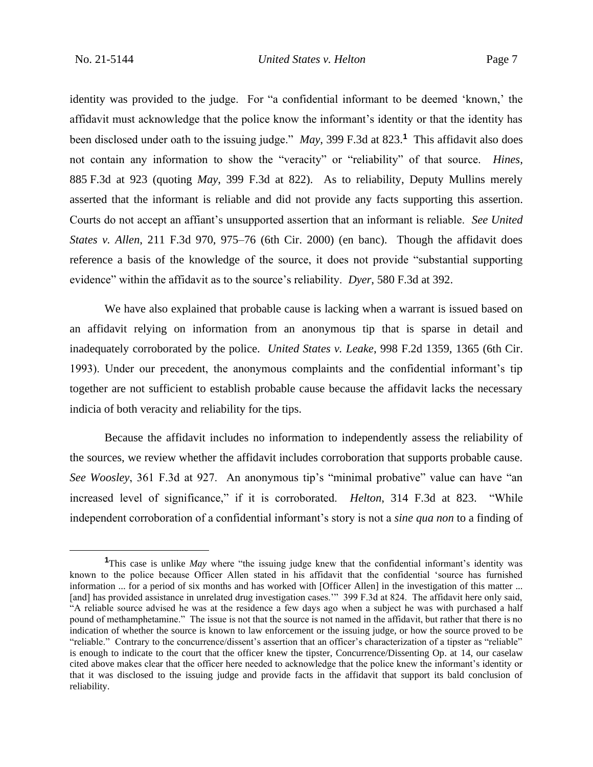identity was provided to the judge. For "a confidential informant to be deemed 'known,' the affidavit must acknowledge that the police know the informant's identity or that the identity has been disclosed under oath to the issuing judge." *May*, 399 F.3d at 823.[1] This affidavit also does not contain any information to show the "veracity" or "reliability" of that source. *Hines*, 885 F.3d at 923 (quoting *May*, 399 F.3d at 822). As to reliability, Deputy Mullins merely asserted that the informant is reliable and did not provide any facts supporting this assertion. Courts do not accept an affiant's unsupported assertion that an informant is reliable. *See United States v. Allen*, 211 F.3d 970, 975–76 (6th Cir. 2000) (en banc). Though the affidavit does reference a basis of the knowledge of the source, it does not provide "substantial supporting evidence" within the affidavit as to the source's reliability. *Dyer*, 580 F.3d at 392.

We have also explained that probable cause is lacking when a warrant is issued based on an affidavit relying on information from an anonymous tip that is sparse in detail and inadequately corroborated by the police. *United States v. Leake*, 998 F.2d 1359, 1365 (6th Cir. 1993). Under our precedent, the anonymous complaints and the confidential informant's tip together are not sufficient to establish probable cause because the affidavit lacks the necessary indicia of both veracity and reliability for the tips.

Because the affidavit includes no information to independently assess the reliability of the sources, we review whether the affidavit includes corroboration that supports probable cause. *See Woosley*, 361 F.3d at 927. An anonymous tip's "minimal probative" value can have "an increased level of significance," if it is corroborated. *Helton*, 314 F.3d at 823. "While independent corroboration of a confidential informant's story is not a *sine qua non* to a finding of

[1] This case is unlike *May* where "the issuing judge knew that the confidential informant's identity was known to the police because Officer Allen stated in his affidavit that the confidential 'source has furnished information ... for a period of six months and has worked with [Officer Allen] in the investigation of this matter ... [and] has provided assistance in unrelated drug investigation cases.'" 399 F.3d at 824. The affidavit here only said, "A reliable source advised he was at the residence a few days ago when a subject he was with purchased a half pound of methamphetamine." The issue is not that the source is not named in the affidavit, but rather that there is no indication of whether the source is known to law enforcement or the issuing judge, or how the source proved to be "reliable." Contrary to the concurrence/dissent's assertion that an officer's characterization of a tipster as "reliable" is enough to indicate to the court that the officer knew the tipster, Concurrence/Dissenting Op. at 14, our caselaw cited above makes clear that the officer here needed to acknowledge that the police knew the informant's identity or that it was disclosed to the issuing judge and provide facts in the affidavit that support its bald conclusion of reliability.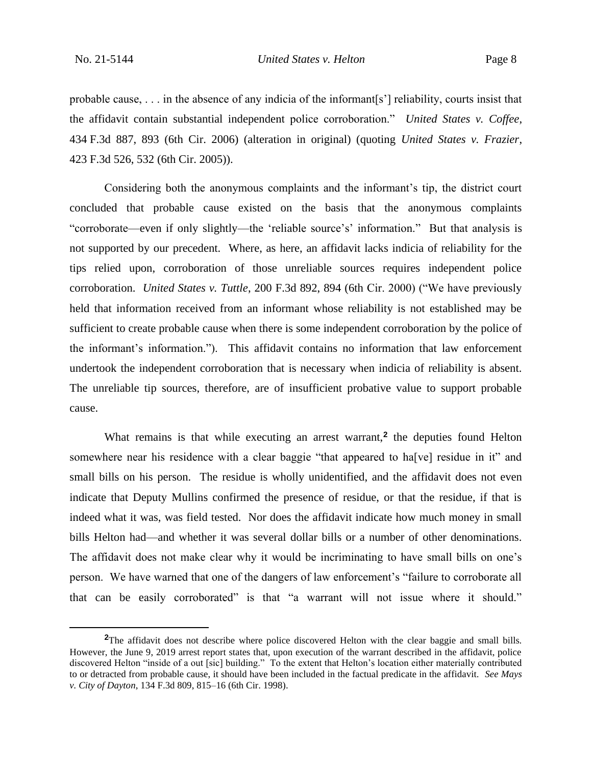probable cause, . . . in the absence of any indicia of the informant[s'] reliability, courts insist that the affidavit contain substantial independent police corroboration." *United States v. Coffee*, 434 F.3d 887, 893 (6th Cir. 2006) (alteration in original) (quoting *United States v. Frazier*, 423 F.3d 526, 532 (6th Cir. 2005)).

Considering both the anonymous complaints and the informant's tip, the district court concluded that probable cause existed on the basis that the anonymous complaints "corroborate—even if only slightly—the 'reliable source's' information." But that analysis is not supported by our precedent. Where, as here, an affidavit lacks indicia of reliability for the tips relied upon, corroboration of those unreliable sources requires independent police corroboration. *United States v. Tuttle*, 200 F.3d 892, 894 (6th Cir. 2000) ("We have previously held that information received from an informant whose reliability is not established may be sufficient to create probable cause when there is some independent corroboration by the police of the informant's information."). This affidavit contains no information that law enforcement undertook the independent corroboration that is necessary when indicia of reliability is absent. The unreliable tip sources, therefore, are of insufficient probative value to support probable cause.

What remains is that while executing an arrest warrant,[2] the deputies found Helton somewhere near his residence with a clear baggie "that appeared to ha[ve] residue in it" and small bills on his person. The residue is wholly unidentified, and the affidavit does not even indicate that Deputy Mullins confirmed the presence of residue, or that the residue, if that is indeed what it was, was field tested. Nor does the affidavit indicate how much money in small bills Helton had—and whether it was several dollar bills or a number of other denominations. The affidavit does not make clear why it would be incriminating to have small bills on one's person. We have warned that one of the dangers of law enforcement's "failure to corroborate all that can be easily corroborated" is that "a warrant will not issue where it should."

[2]The affidavit does not describe where police discovered Helton with the clear baggie and small bills. However, the June 9, 2019 arrest report states that, upon execution of the warrant described in the affidavit, police discovered Helton "inside of a out [sic] building." To the extent that Helton's location either materially contributed to or detracted from probable cause, it should have been included in the factual predicate in the affidavit. *See Mays v. City of Dayton*, 134 F.3d 809, 815–16 (6th Cir. 1998).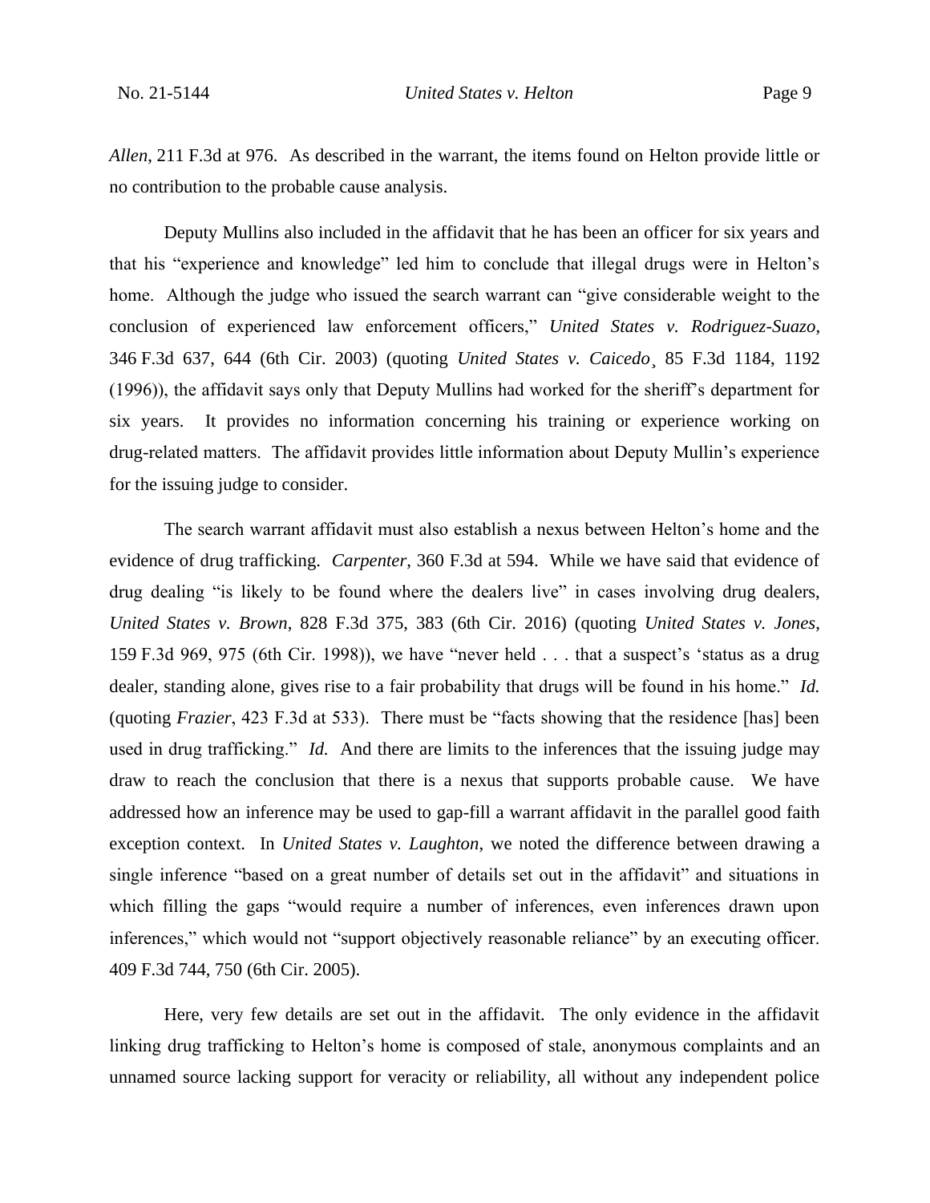*Allen*, 211 F.3d at 976. As described in the warrant, the items found on Helton provide little or no contribution to the probable cause analysis.

Deputy Mullins also included in the affidavit that he has been an officer for six years and that his "experience and knowledge" led him to conclude that illegal drugs were in Helton's home. Although the judge who issued the search warrant can "give considerable weight to the conclusion of experienced law enforcement officers," *United States v. Rodriguez-Suazo*, 346 F.3d 637, 644 (6th Cir. 2003) (quoting *United States v. Caicedo*¸ 85 F.3d 1184, 1192 (1996)), the affidavit says only that Deputy Mullins had worked for the sheriff's department for six years. It provides no information concerning his training or experience working on drug-related matters. The affidavit provides little information about Deputy Mullin's experience for the issuing judge to consider.

The search warrant affidavit must also establish a nexus between Helton's home and the evidence of drug trafficking. *Carpenter*, 360 F.3d at 594. While we have said that evidence of drug dealing "is likely to be found where the dealers live" in cases involving drug dealers, *United States v. Brown*, 828 F.3d 375, 383 (6th Cir. 2016) (quoting *United States v. Jones*, 159 F.3d 969, 975 (6th Cir. 1998)), we have "never held . . . that a suspect's 'status as a drug dealer, standing alone, gives rise to a fair probability that drugs will be found in his home." *Id.* (quoting *Frazier*, 423 F.3d at 533). There must be "facts showing that the residence [has] been used in drug trafficking." *Id.* And there are limits to the inferences that the issuing judge may draw to reach the conclusion that there is a nexus that supports probable cause. We have addressed how an inference may be used to gap-fill a warrant affidavit in the parallel good faith exception context. In *United States v. Laughton,* we noted the difference between drawing a single inference "based on a great number of details set out in the affidavit" and situations in which filling the gaps "would require a number of inferences, even inferences drawn upon inferences," which would not "support objectively reasonable reliance" by an executing officer. 409 F.3d 744, 750 (6th Cir. 2005).

Here, very few details are set out in the affidavit. The only evidence in the affidavit linking drug trafficking to Helton's home is composed of stale, anonymous complaints and an unnamed source lacking support for veracity or reliability, all without any independent police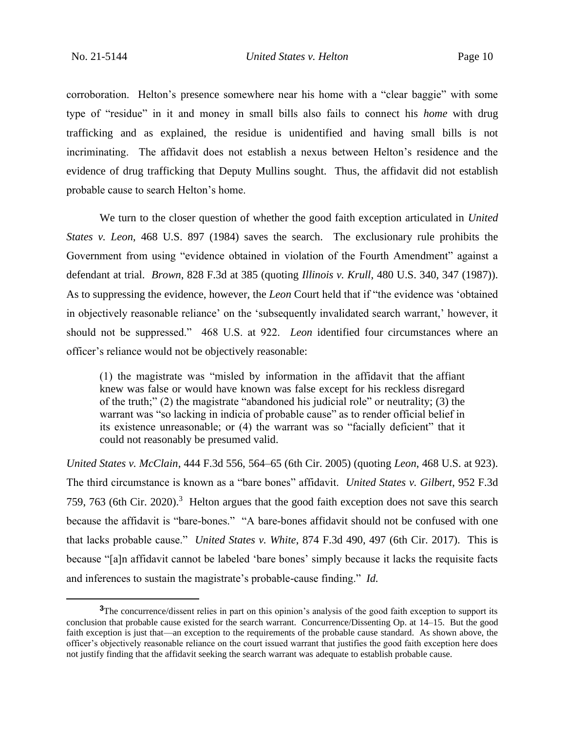corroboration. Helton's presence somewhere near his home with a "clear baggie" with some type of "residue" in it and money in small bills also fails to connect his *home* with drug trafficking and as explained, the residue is unidentified and having small bills is not incriminating. The affidavit does not establish a nexus between Helton's residence and the evidence of drug trafficking that Deputy Mullins sought. Thus, the affidavit did not establish probable cause to search Helton's home.

We turn to the closer question of whether the good faith exception articulated in *United States v. Leon*, 468 U.S. 897 (1984) saves the search. The exclusionary rule prohibits the Government from using "evidence obtained in violation of the Fourth Amendment" against a defendant at trial. *Brown*, 828 F.3d at 385 (quoting *Illinois v. Krull*, 480 U.S. 340, 347 (1987)). As to suppressing the evidence, however, the *Leon* Court held that if "the evidence was 'obtained in objectively reasonable reliance' on the 'subsequently invalidated search warrant,' however, it should not be suppressed." 468 U.S. at 922. *Leon* identified four circumstances where an officer's reliance would not be objectively reasonable:

> (1) the magistrate was "misled by information in the affidavit that the affiant knew was false or would have known was false except for his reckless disregard of the truth;" (2) the magistrate "abandoned his judicial role" or neutrality; (3) the warrant was "so lacking in indicia of probable cause" as to render official belief in its existence unreasonable; or (4) the warrant was so "facially deficient" that it could not reasonably be presumed valid.

*United States v. McClain*, 444 F.3d 556, 564–65 (6th Cir. 2005) (quoting *Leon*, 468 U.S. at 923). The third circumstance is known as a "bare bones" affidavit. *United States v. Gilbert*, 952 F.3d 759, 763 (6th Cir. 2020).[3] Helton argues that the good faith exception does not save this search because the affidavit is "bare-bones." "A bare-bones affidavit should not be confused with one that lacks probable cause." *United States v. White*, 874 F.3d 490, 497 (6th Cir. 2017). This is because "[a]n affidavit cannot be labeled 'bare bones' simply because it lacks the requisite facts and inferences to sustain the magistrate's probable-cause finding." *Id.*

---

[3] The concurrence/dissent relies in part on this opinion's analysis of the good faith exception to support its conclusion that probable cause existed for the search warrant. Concurrence/Dissenting Op. at 14–15. But the good faith exception is just that—an exception to the requirements of the probable cause standard. As shown above, the officer's objectively reasonable reliance on the court issued warrant that justifies the good faith exception here does not justify finding that the affidavit seeking the search warrant was adequate to establish probable cause.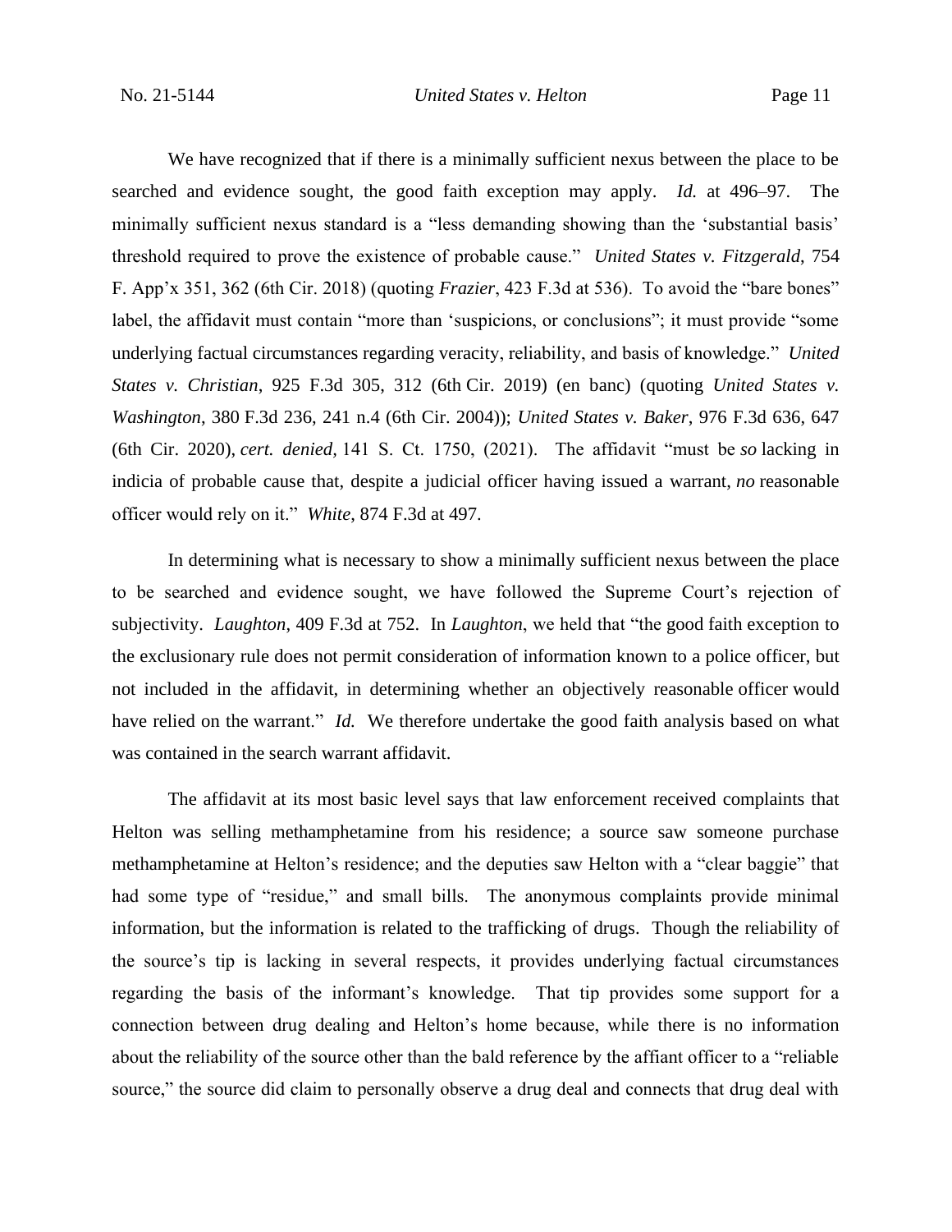We have recognized that if there is a minimally sufficient nexus between the place to be searched and evidence sought, the good faith exception may apply. *Id.* at 496–97. The minimally sufficient nexus standard is a "less demanding showing than the 'substantial basis' threshold required to prove the existence of probable cause." *United States v. Fitzgerald*, 754 F. App'x 351, 362 (6th Cir. 2018) (quoting *Frazier*, 423 F.3d at 536). To avoid the "bare bones" label, the affidavit must contain "more than 'suspicions, or conclusions"; it must provide "some underlying factual circumstances regarding veracity, reliability, and basis of knowledge." *United States v. Christian*, 925 F.3d 305, 312 (6th Cir. 2019) (en banc) (quoting *United States v. Washington*, 380 F.3d 236, 241 n.4 (6th Cir. 2004)); *United States v. Baker*, 976 F.3d 636, 647 (6th Cir. 2020), *cert. denied*, 141 S. Ct. 1750, (2021). The affidavit "must be *so* lacking in indicia of probable cause that, despite a judicial officer having issued a warrant, *no* reasonable officer would rely on it." *White*, 874 F.3d at 497.

In determining what is necessary to show a minimally sufficient nexus between the place to be searched and evidence sought, we have followed the Supreme Court's rejection of subjectivity. *Laughton*, 409 F.3d at 752. In *Laughton*, we held that "the good faith exception to the exclusionary rule does not permit consideration of information known to a police officer, but not included in the affidavit, in determining whether an objectively reasonable officer would have relied on the warrant." *Id.* We therefore undertake the good faith analysis based on what was contained in the search warrant affidavit.

The affidavit at its most basic level says that law enforcement received complaints that Helton was selling methamphetamine from his residence; a source saw someone purchase methamphetamine at Helton's residence; and the deputies saw Helton with a "clear baggie" that had some type of "residue," and small bills. The anonymous complaints provide minimal information, but the information is related to the trafficking of drugs. Though the reliability of the source's tip is lacking in several respects, it provides underlying factual circumstances regarding the basis of the informant's knowledge. That tip provides some support for a connection between drug dealing and Helton's home because, while there is no information about the reliability of the source other than the bald reference by the affiant officer to a "reliable source," the source did claim to personally observe a drug deal and connects that drug deal with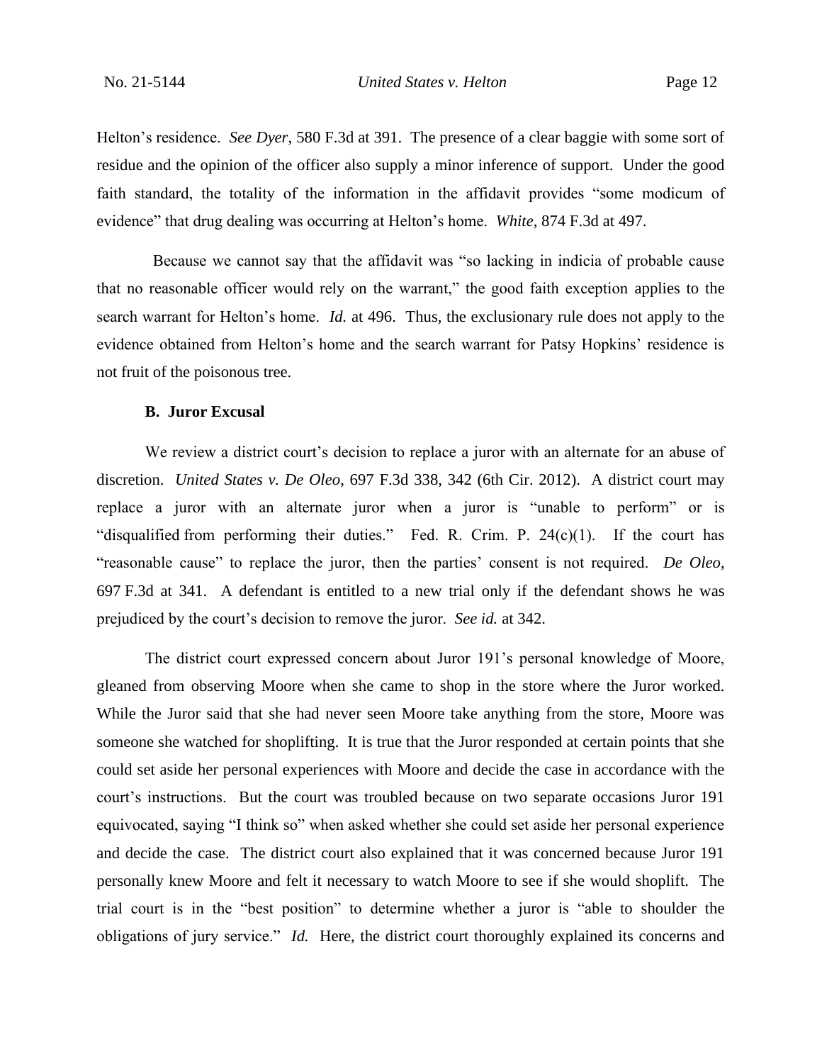Helton's residence. *See Dyer*, 580 F.3d at 391. The presence of a clear baggie with some sort of residue and the opinion of the officer also supply a minor inference of support. Under the good faith standard, the totality of the information in the affidavit provides "some modicum of evidence" that drug dealing was occurring at Helton's home. *White*, 874 F.3d at 497.

Because we cannot say that the affidavit was "so lacking in indicia of probable cause that no reasonable officer would rely on the warrant," the good faith exception applies to the search warrant for Helton's home. *Id.* at 496. Thus, the exclusionary rule does not apply to the evidence obtained from Helton's home and the search warrant for Patsy Hopkins' residence is not fruit of the poisonous tree.

### B. Juror Excusal

We review a district court's decision to replace a juror with an alternate for an abuse of discretion. *United States v. De Oleo*, 697 F.3d 338, 342 (6th Cir. 2012). A district court may replace a juror with an alternate juror when a juror is "unable to perform" or is "disqualified from performing their duties." Fed. R. Crim. P. 24(c)(1). If the court has "reasonable cause" to replace the juror, then the parties' consent is not required. *De Oleo*, 697 F.3d at 341. A defendant is entitled to a new trial only if the defendant shows he was prejudiced by the court's decision to remove the juror. *See id.* at 342.

The district court expressed concern about Juror 191's personal knowledge of Moore, gleaned from observing Moore when she came to shop in the store where the Juror worked. While the Juror said that she had never seen Moore take anything from the store, Moore was someone she watched for shoplifting. It is true that the Juror responded at certain points that she could set aside her personal experiences with Moore and decide the case in accordance with the court's instructions. But the court was troubled because on two separate occasions Juror 191 equivocated, saying "I think so" when asked whether she could set aside her personal experience and decide the case. The district court also explained that it was concerned because Juror 191 personally knew Moore and felt it necessary to watch Moore to see if she would shoplift. The trial court is in the "best position" to determine whether a juror is "able to shoulder the obligations of jury service." *Id.* Here, the district court thoroughly explained its concerns and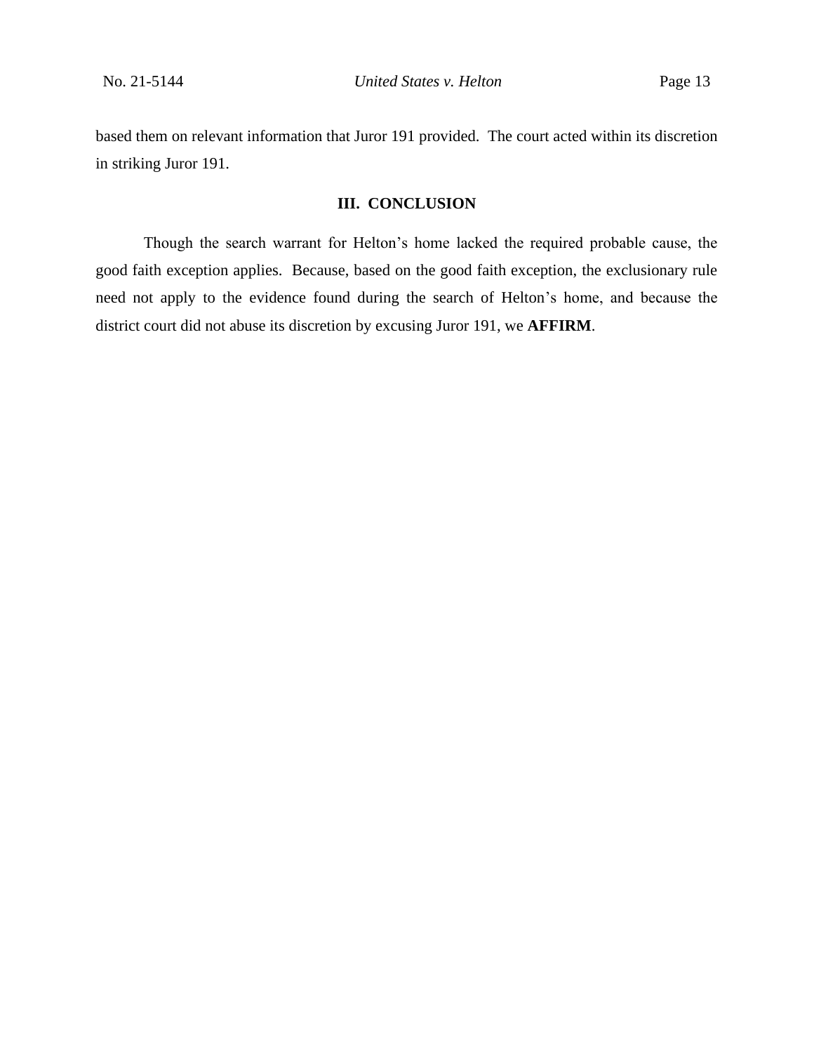based them on relevant information that Juror 191 provided. The court acted within its discretion in striking Juror 191.

## III. CONCLUSION

Though the search warrant for Helton's home lacked the required probable cause, the good faith exception applies. Because, based on the good faith exception, the exclusionary rule need not apply to the evidence found during the search of Helton's home, and because the district court did not abuse its discretion by excusing Juror 191, we **AFFIRM**.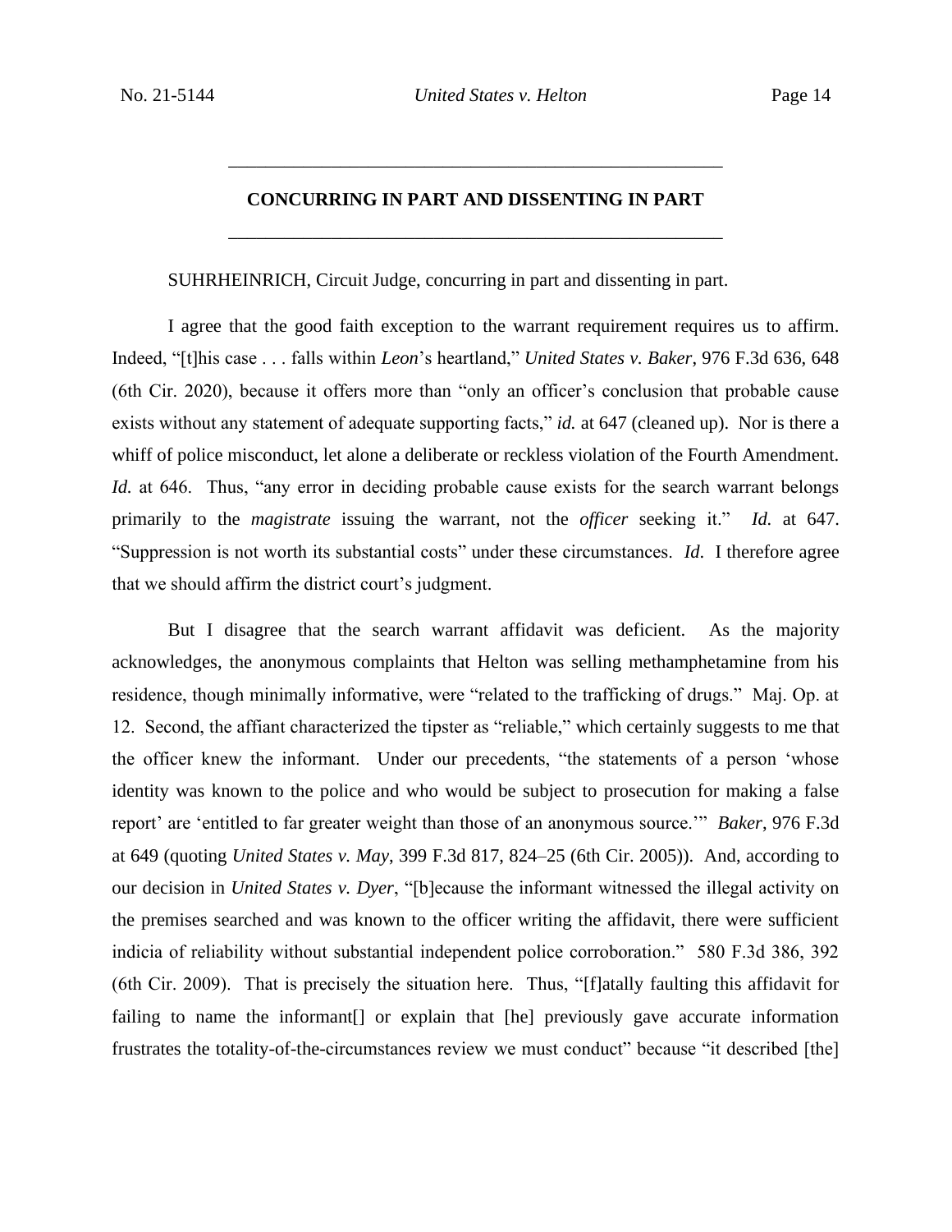## CONCURRING IN PART AND DISSENTING IN PART

SUHRHEINRICH, Circuit Judge, concurring in part and dissenting in part.

I agree that the good faith exception to the warrant requirement requires us to affirm. Indeed, "[t]his case . . . falls within *Leon*'s heartland," *United States v. Baker*, 976 F.3d 636, 648 (6th Cir. 2020), because it offers more than "only an officer's conclusion that probable cause exists without any statement of adequate supporting facts," *id.* at 647 (cleaned up). Nor is there a whiff of police misconduct, let alone a deliberate or reckless violation of the Fourth Amendment. *Id.* at 646. Thus, "any error in deciding probable cause exists for the search warrant belongs primarily to the *magistrate* issuing the warrant, not the *officer* seeking it." *Id.* at 647. "Suppression is not worth its substantial costs" under these circumstances. *Id*. I therefore agree that we should affirm the district court's judgment.

But I disagree that the search warrant affidavit was deficient. As the majority acknowledges, the anonymous complaints that Helton was selling methamphetamine from his residence, though minimally informative, were "related to the trafficking of drugs." Maj. Op. at 12. Second, the affiant characterized the tipster as "reliable," which certainly suggests to me that the officer knew the informant. Under our precedents, "the statements of a person 'whose identity was known to the police and who would be subject to prosecution for making a false report' are 'entitled to far greater weight than those of an anonymous source.'" *Baker*, 976 F.3d at 649 (quoting *United States v. May*, 399 F.3d 817, 824–25 (6th Cir. 2005)). And, according to our decision in *United States v. Dyer*, "[b]ecause the informant witnessed the illegal activity on the premises searched and was known to the officer writing the affidavit, there were sufficient indicia of reliability without substantial independent police corroboration." 580 F.3d 386, 392 (6th Cir. 2009). That is precisely the situation here. Thus, "[f]atally faulting this affidavit for failing to name the informant[] or explain that [he] previously gave accurate information frustrates the totality-of-the-circumstances review we must conduct" because "it described [the]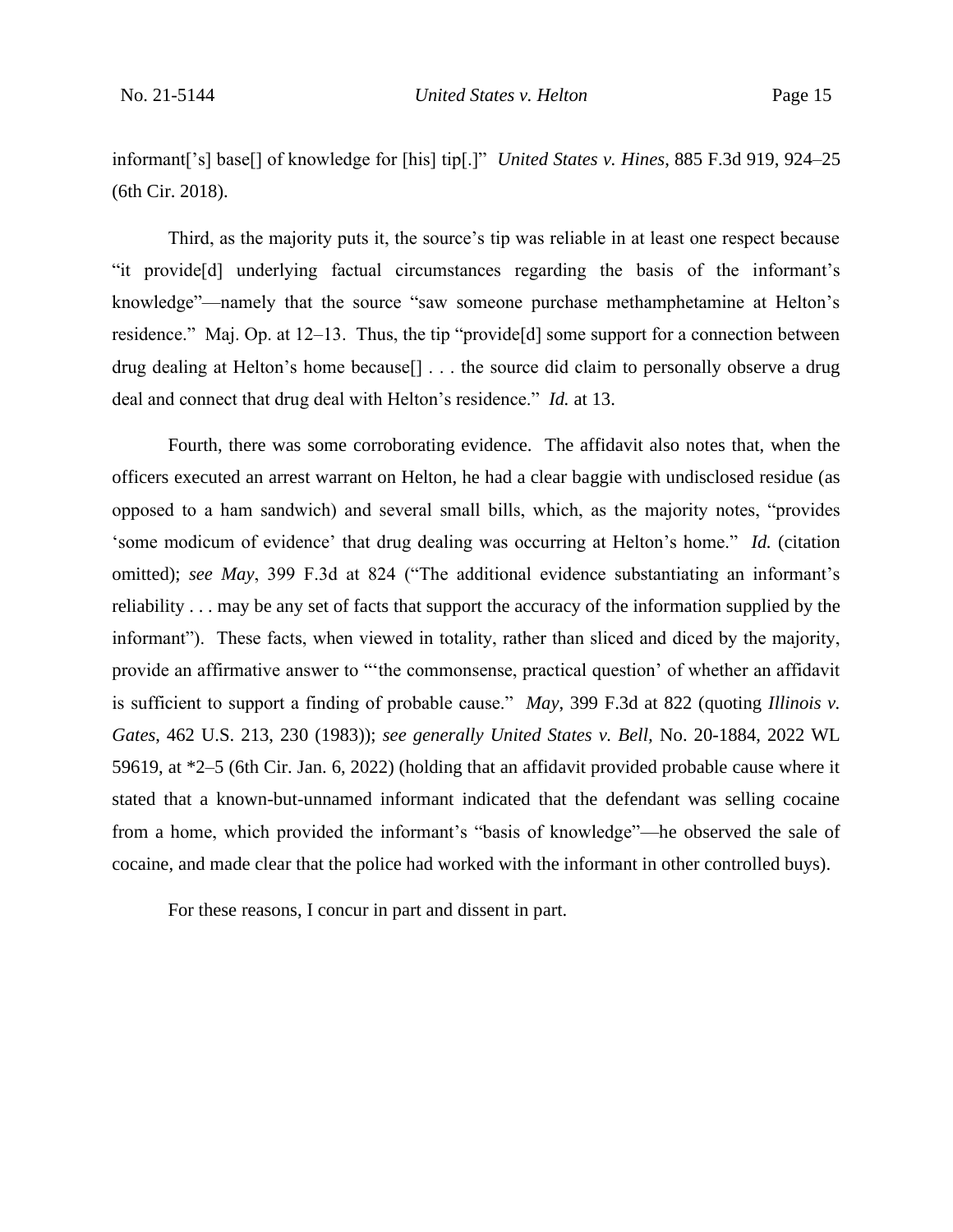informant['s] base[] of knowledge for [his] tip[.]" *United States v. Hines*, 885 F.3d 919, 924–25 (6th Cir. 2018).

Third, as the majority puts it, the source's tip was reliable in at least one respect because "it provide[d] underlying factual circumstances regarding the basis of the informant's knowledge"—namely that the source "saw someone purchase methamphetamine at Helton's residence." Maj. Op. at 12–13. Thus, the tip "provide[d] some support for a connection between drug dealing at Helton's home because[] . . . the source did claim to personally observe a drug deal and connect that drug deal with Helton's residence." *Id.* at 13.

Fourth, there was some corroborating evidence. The affidavit also notes that, when the officers executed an arrest warrant on Helton, he had a clear baggie with undisclosed residue (as opposed to a ham sandwich) and several small bills, which, as the majority notes, "provides 'some modicum of evidence' that drug dealing was occurring at Helton's home." *Id.* (citation omitted); *see May*, 399 F.3d at 824 ("The additional evidence substantiating an informant's reliability . . . may be any set of facts that support the accuracy of the information supplied by the informant"). These facts, when viewed in totality, rather than sliced and diced by the majority, provide an affirmative answer to "'the commonsense, practical question' of whether an affidavit is sufficient to support a finding of probable cause." *May*, 399 F.3d at 822 (quoting *Illinois v. Gates*, 462 U.S. 213, 230 (1983)); *see generally United States v. Bell*, No. 20-1884, 2022 WL 59619, at *2–5 (6th Cir. Jan. 6, 2022) (holding that an affidavit provided probable cause where it stated that a known-but-unnamed informant indicated that the defendant was selling cocaine from a home, which provided the informant's "basis of knowledge"—he observed the sale of cocaine, and made clear that the police had worked with the informant in other controlled buys).

For these reasons, I concur in part and dissent in part.